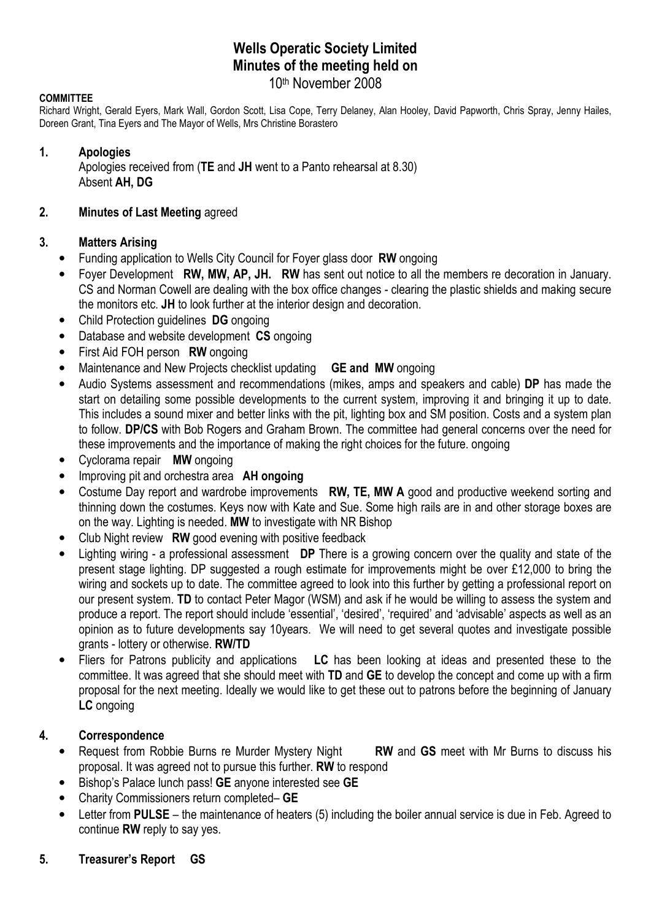# Wells Operatic Society Limited
# Minutes of the meeting held on

10th November 2008

**COMMITTEE**

Richard Wright, Gerald Eyers, Mark Wall, Gordon Scott, Lisa Cope, Terry Delaney, Alan Hooley, David Papworth, Chris Spray, Jenny Hailes, Doreen Grant, Tina Eyers and The Mayor of Wells, Mrs Christine Borastero

## 1. Apologies

Apologies received from (**TE** and **JH** went to a Panto rehearsal at 8.30)
Absent **AH, DG**

## 2. Minutes of Last Meeting agreed

## 3. Matters Arising

- Funding application to Wells City Council for Foyer glass door **RW** ongoing
- Foyer Development **RW, MW, AP, JH. RW** has sent out notice to all the members re decoration in January. CS and Norman Cowell are dealing with the box office changes - clearing the plastic shields and making secure the monitors etc. **JH** to look further at the interior design and decoration.
- Child Protection guidelines **DG** ongoing
- Database and website development **CS** ongoing
- First Aid FOH person **RW** ongoing
- Maintenance and New Projects checklist updating **GE and MW** ongoing
- Audio Systems assessment and recommendations (mikes, amps and speakers and cable) **DP** has made the start on detailing some possible developments to the current system, improving it and bringing it up to date. This includes a sound mixer and better links with the pit, lighting box and SM position. Costs and a system plan to follow. **DP/CS** with Bob Rogers and Graham Brown. The committee had general concerns over the need for these improvements and the importance of making the right choices for the future. ongoing
- Cyclorama repair **MW** ongoing
- Improving pit and orchestra area **AH ongoing**
- Costume Day report and wardrobe improvements **RW, TE, MW A** good and productive weekend sorting and thinning down the costumes. Keys now with Kate and Sue. Some high rails are in and other storage boxes are on the way. Lighting is needed. **MW** to investigate with NR Bishop
- Club Night review **RW** good evening with positive feedback
- Lighting wiring - a professional assessment **DP** There is a growing concern over the quality and state of the present stage lighting. DP suggested a rough estimate for improvements might be over £12,000 to bring the wiring and sockets up to date. The committee agreed to look into this further by getting a professional report on our present system. **TD** to contact Peter Magor (WSM) and ask if he would be willing to assess the system and produce a report. The report should include 'essential', 'desired', 'required' and 'advisable' aspects as well as an opinion as to future developments say 10years. We will need to get several quotes and investigate possible grants - lottery or otherwise. **RW/TD**
- Fliers for Patrons publicity and applications **LC** has been looking at ideas and presented these to the committee. It was agreed that she should meet with **TD** and **GE** to develop the concept and come up with a firm proposal for the next meeting. Ideally we would like to get these out to patrons before the beginning of January **LC** ongoing

## 4. Correspondence

- Request from Robbie Burns re Murder Mystery Night **RW** and **GS** meet with Mr Burns to discuss his proposal. It was agreed not to pursue this further. **RW** to respond
- Bishop's Palace lunch pass! **GE** anyone interested see **GE**
- Charity Commissioners return completed– **GE**
- Letter from **PULSE** – the maintenance of heaters (5) including the boiler annual service is due in Feb. Agreed to continue **RW** reply to say yes.

## 5. Treasurer's Report GS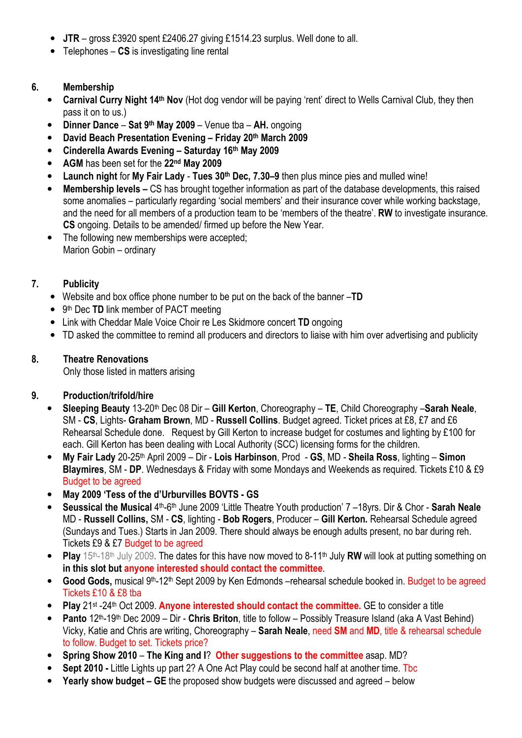- **JTR** – gross £3920 spent £2406.27 giving £1514.23 surplus. Well done to all.
- Telephones – **CS** is investigating line rental

## 6. Membership

- **Carnival Curry Night 14th Nov** (Hot dog vendor will be paying 'rent' direct to Wells Carnival Club, they then pass it on to us.)
- **Dinner Dance** – **Sat 9th May 2009** – Venue tba – **AH.** ongoing
- **David Beach Presentation Evening – Friday 20th March 2009**
- **Cinderella Awards Evening – Saturday 16th May 2009**
- **AGM** has been set for the **22nd May 2009**
- **Launch night** for **My Fair Lady** - **Tues 30th Dec, 7.30–9** then plus mince pies and mulled wine!
- **Membership levels –** CS has brought together information as part of the database developments, this raised some anomalies – particularly regarding 'social members' and their insurance cover while working backstage, and the need for all members of a production team to be 'members of the theatre'. **RW** to investigate insurance. **CS** ongoing. Details to be amended/ firmed up before the New Year.
- The following new memberships were accepted;
  Marion Gobin – ordinary

## 7. Publicity

- Website and box office phone number to be put on the back of the banner –**TD**
- 9th Dec **TD** link member of PACT meeting
- Link with Cheddar Male Voice Choir re Les Skidmore concert **TD** ongoing
- TD asked the committee to remind all producers and directors to liaise with him over advertising and publicity

## 8. Theatre Renovations

Only those listed in matters arising

## 9. Production/trifold/hire

- **Sleeping Beauty** 13-20th Dec 08 Dir – **Gill Kerton**, Choreography – **TE**, Child Choreography –**Sarah Neale**, SM - **CS**, Lights- **Graham Brown**, MD - **Russell Collins**. Budget agreed. Ticket prices at £8, £7 and £6 Rehearsal Schedule done. Request by Gill Kerton to increase budget for costumes and lighting by £100 for each. Gill Kerton has been dealing with Local Authority (SCC) licensing forms for the children.
- **My Fair Lady** 20-25th April 2009 – Dir - **Lois Harbinson**, Prod - **GS**, MD - **Sheila Ross**, lighting – **Simon Blaymires**, SM - **DP**. Wednesdays & Friday with some Mondays and Weekends as required. Tickets £10 & £9 Budget to be agreed
- **May 2009 'Tess of the d'Urburvilles BOVTS - GS**
- **Seussical the Musical** 4th-6th June 2009 'Little Theatre Youth production' 7 –18yrs. Dir & Chor - **Sarah Neale** MD - **Russell Collins,** SM - **CS**, lighting - **Bob Rogers**, Producer – **Gill Kerton.** Rehearsal Schedule agreed (Sundays and Tues.) Starts in Jan 2009. There should always be enough adults present, no bar during reh. Tickets £9 & £7 Budget to be agreed
- **Play** 15th-18th July 2009**.** The dates for this have now moved to 8-11th July **RW** will look at putting something on **in this slot but anyone interested should contact the committee**.
- **Good Gods,** musical 9th-12th Sept 2009 by Ken Edmonds –rehearsal schedule booked in. Budget to be agreed Tickets £10 & £8 tba
- **Play** 21st -24th Oct 2009. **Anyone interested should contact the committee.** GE to consider a title
- **Panto** 12th-19th Dec 2009 – Dir - **Chris Briton**, title to follow – Possibly Treasure Island (aka A Vast Behind) Vicky, Katie and Chris are writing, Choreography – **Sarah Neale**, need **SM** and **MD**, title & rehearsal schedule to follow. Budget to set. Tickets price?
- **Spring Show 2010** – **The King and I**? **Other suggestions to the committee** asap. MD?
- **Sept 2010 -** Little Lights up part 2? A One Act Play could be second half at another time. Tbc
- **Yearly show budget – GE** the proposed show budgets were discussed and agreed – below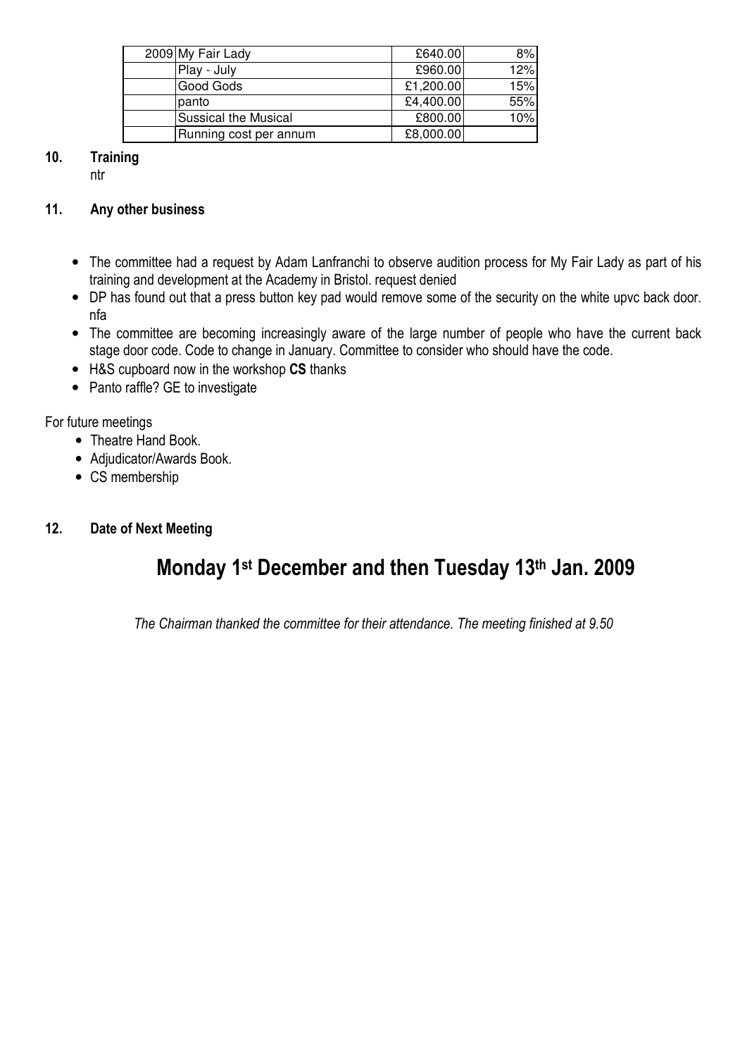| | | | |
|---|---|---|---|
| 2009 | My Fair Lady | £640.00 | 8% |
| | Play - July | £960.00 | 12% |
| | Good Gods | £1,200.00 | 15% |
| | panto | £4,400.00 | 55% |
| | Sussical the Musical | £800.00 | 10% |
| | Running cost per annum | £8,000.00 | |

**10. Training**

ntr

**11. Any other business**

- The committee had a request by Adam Lanfranchi to observe audition process for My Fair Lady as part of his training and development at the Academy in Bristol. request denied
- DP has found out that a press button key pad would remove some of the security on the white upvc back door. nfa
- The committee are becoming increasingly aware of the large number of people who have the current back stage door code. Code to change in January. Committee to consider who should have the code.
- H&S cupboard now in the workshop **CS** thanks
- Panto raffle? GE to investigate

For future meetings

- Theatre Hand Book.
- Adjudicator/Awards Book.
- CS membership

**12. Date of Next Meeting**

# Monday 1st December and then Tuesday 13th Jan. 2009

*The Chairman thanked the committee for their attendance. The meeting finished at 9.50*